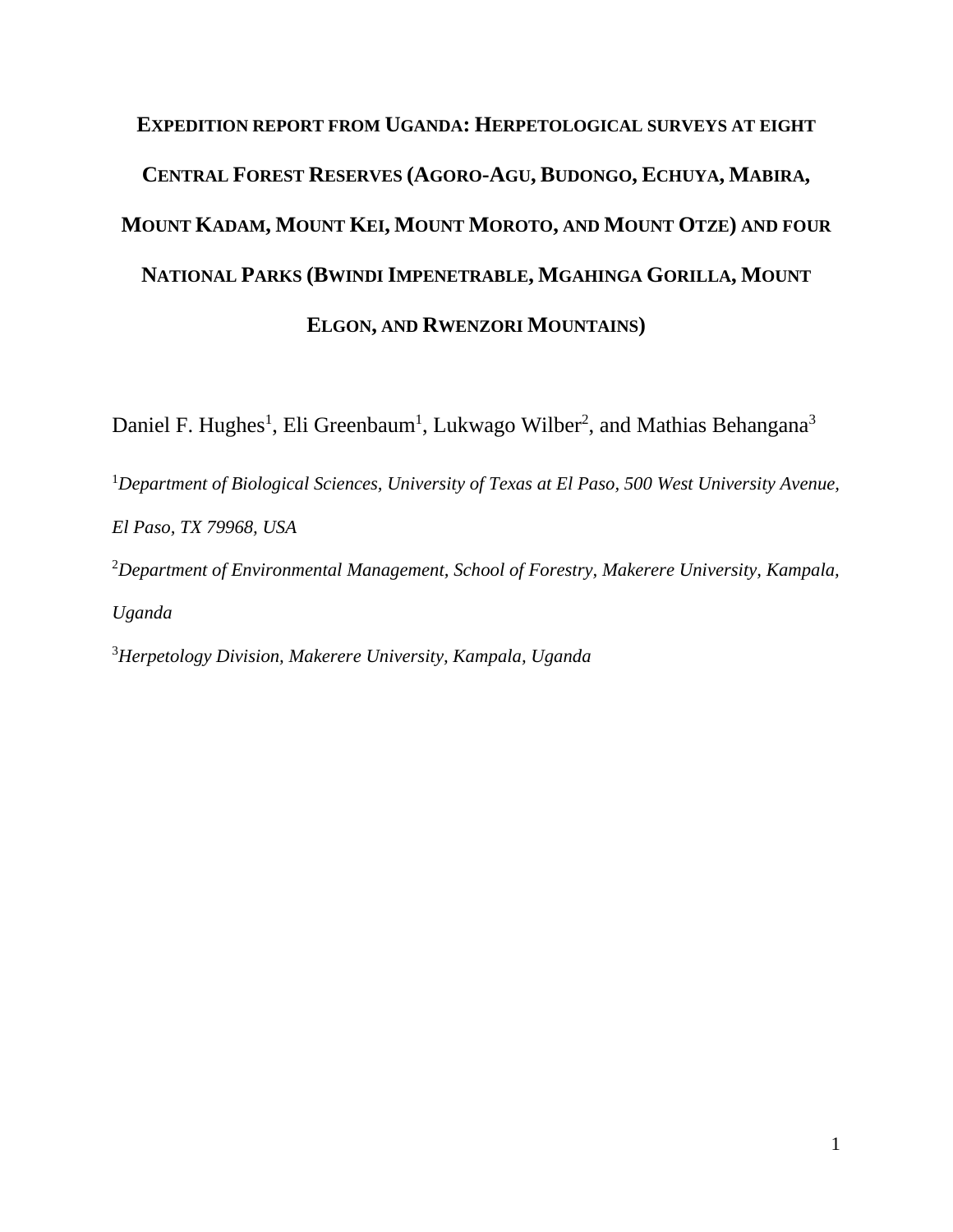# EXPEDITION REPORT FROM UGANDA: HERPETOLOGICAL SURVEYS AT EIGHT CENTRAL FOREST RESERVES (AGORO-AGU, BUDONGO, ECHUYA, MABIRA, MOUNT KADAM, MOUNT KEI, MOUNT MOROTO, AND MOUNT OTZE) AND FOUR NATIONAL PARKS (BWINDI IMPENETRABLE, MGAHINGA GORILLA, MOUNT ELGON, AND RWENZORI MOUNTAINS)

Daniel F. Hughes[1], Eli Greenbaum[1], Lukwago Wilber[2], and Mathias Behangana[3]

[1]*Department of Biological Sciences, University of Texas at El Paso, 500 West University Avenue, El Paso, TX 79968, USA*

[2]*Department of Environmental Management, School of Forestry, Makerere University, Kampala, Uganda*

[3]*Herpetology Division, Makerere University, Kampala, Uganda*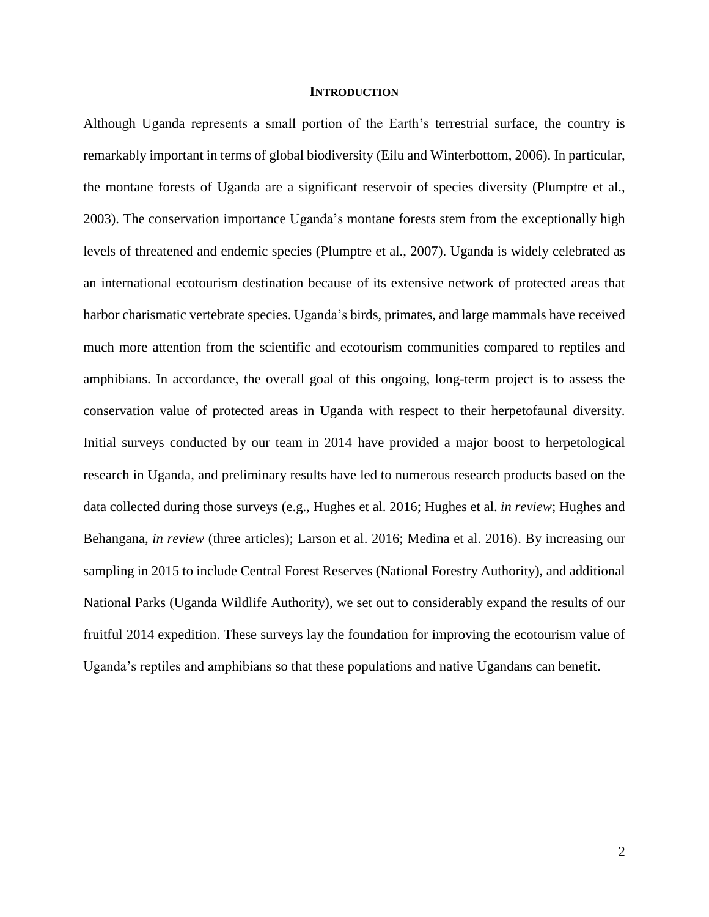## INTRODUCTION

Although Uganda represents a small portion of the Earth's terrestrial surface, the country is remarkably important in terms of global biodiversity (Eilu and Winterbottom, 2006). In particular, the montane forests of Uganda are a significant reservoir of species diversity (Plumptre et al., 2003). The conservation importance Uganda's montane forests stem from the exceptionally high levels of threatened and endemic species (Plumptre et al., 2007). Uganda is widely celebrated as an international ecotourism destination because of its extensive network of protected areas that harbor charismatic vertebrate species. Uganda's birds, primates, and large mammals have received much more attention from the scientific and ecotourism communities compared to reptiles and amphibians. In accordance, the overall goal of this ongoing, long-term project is to assess the conservation value of protected areas in Uganda with respect to their herpetofaunal diversity. Initial surveys conducted by our team in 2014 have provided a major boost to herpetological research in Uganda, and preliminary results have led to numerous research products based on the data collected during those surveys (e.g., Hughes et al. 2016; Hughes et al. *in review*; Hughes and Behangana, *in review* (three articles); Larson et al. 2016; Medina et al. 2016). By increasing our sampling in 2015 to include Central Forest Reserves (National Forestry Authority), and additional National Parks (Uganda Wildlife Authority), we set out to considerably expand the results of our fruitful 2014 expedition. These surveys lay the foundation for improving the ecotourism value of Uganda's reptiles and amphibians so that these populations and native Ugandans can benefit.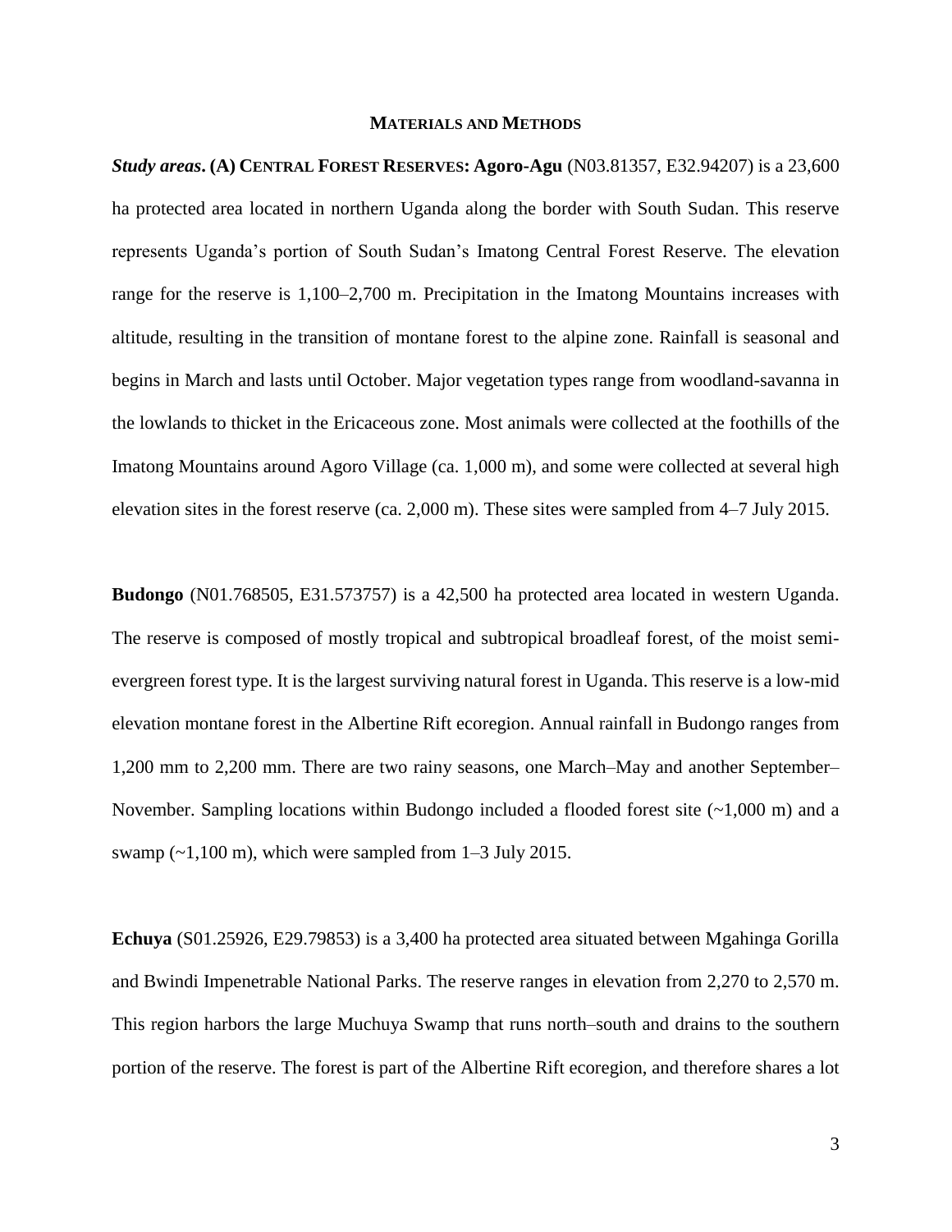## MATERIALS AND METHODS

***Study areas*. (A) CENTRAL FOREST RESERVES: Agoro-Agu** (N03.81357, E32.94207) is a 23,600 ha protected area located in northern Uganda along the border with South Sudan. This reserve represents Uganda's portion of South Sudan's Imatong Central Forest Reserve. The elevation range for the reserve is 1,100–2,700 m. Precipitation in the Imatong Mountains increases with altitude, resulting in the transition of montane forest to the alpine zone. Rainfall is seasonal and begins in March and lasts until October. Major vegetation types range from woodland-savanna in the lowlands to thicket in the Ericaceous zone. Most animals were collected at the foothills of the Imatong Mountains around Agoro Village (ca. 1,000 m), and some were collected at several high elevation sites in the forest reserve (ca. 2,000 m). These sites were sampled from 4–7 July 2015.

**Budongo** (N01.768505, E31.573757) is a 42,500 ha protected area located in western Uganda. The reserve is composed of mostly tropical and subtropical broadleaf forest, of the moist semi-evergreen forest type. It is the largest surviving natural forest in Uganda. This reserve is a low-mid elevation montane forest in the Albertine Rift ecoregion. Annual rainfall in Budongo ranges from 1,200 mm to 2,200 mm. There are two rainy seasons, one March–May and another September–November. Sampling locations within Budongo included a flooded forest site (~1,000 m) and a swamp (~1,100 m), which were sampled from 1–3 July 2015.

**Echuya** (S01.25926, E29.79853) is a 3,400 ha protected area situated between Mgahinga Gorilla and Bwindi Impenetrable National Parks. The reserve ranges in elevation from 2,270 to 2,570 m. This region harbors the large Muchuya Swamp that runs north–south and drains to the southern portion of the reserve. The forest is part of the Albertine Rift ecoregion, and therefore shares a lot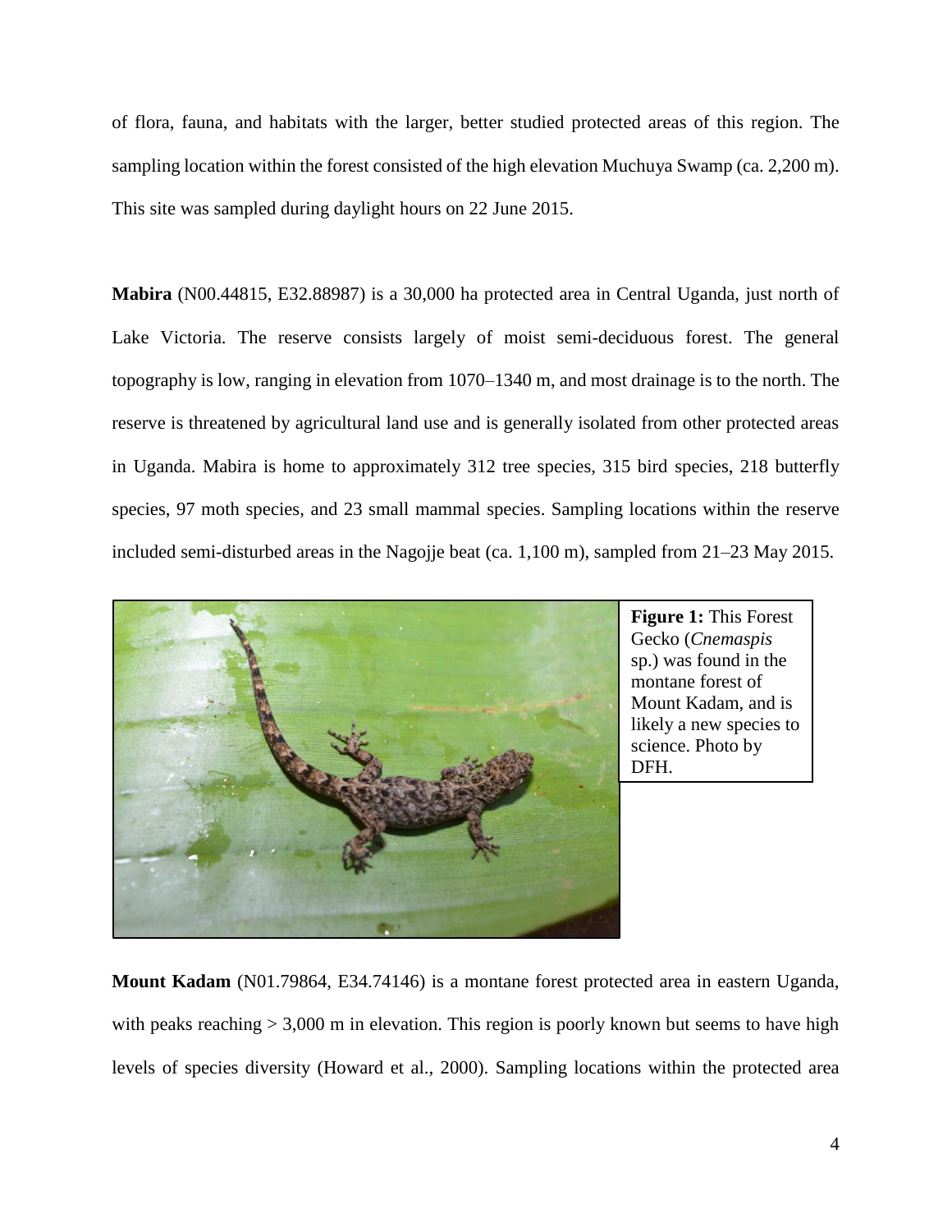of flora, fauna, and habitats with the larger, better studied protected areas of this region. The sampling location within the forest consisted of the high elevation Muchuya Swamp (ca. 2,200 m). This site was sampled during daylight hours on 22 June 2015.

**Mabira** (N00.44815, E32.88987) is a 30,000 ha protected area in Central Uganda, just north of Lake Victoria. The reserve consists largely of moist semi-deciduous forest. The general topography is low, ranging in elevation from 1070–1340 m, and most drainage is to the north. The reserve is threatened by agricultural land use and is generally isolated from other protected areas in Uganda. Mabira is home to approximately 312 tree species, 315 bird species, 218 butterfly species, 97 moth species, and 23 small mammal species. Sampling locations within the reserve included semi-disturbed areas in the Nagojje beat (ca. 1,100 m), sampled from 21–23 May 2015.

**Figure 1:** This Forest Gecko (*Cnemaspis* sp.) was found in the montane forest of Mount Kadam, and is likely a new species to science. Photo by DFH.

**Mount Kadam** (N01.79864, E34.74146) is a montane forest protected area in eastern Uganda, with peaks reaching > 3,000 m in elevation. This region is poorly known but seems to have high levels of species diversity (Howard et al., 2000). Sampling locations within the protected area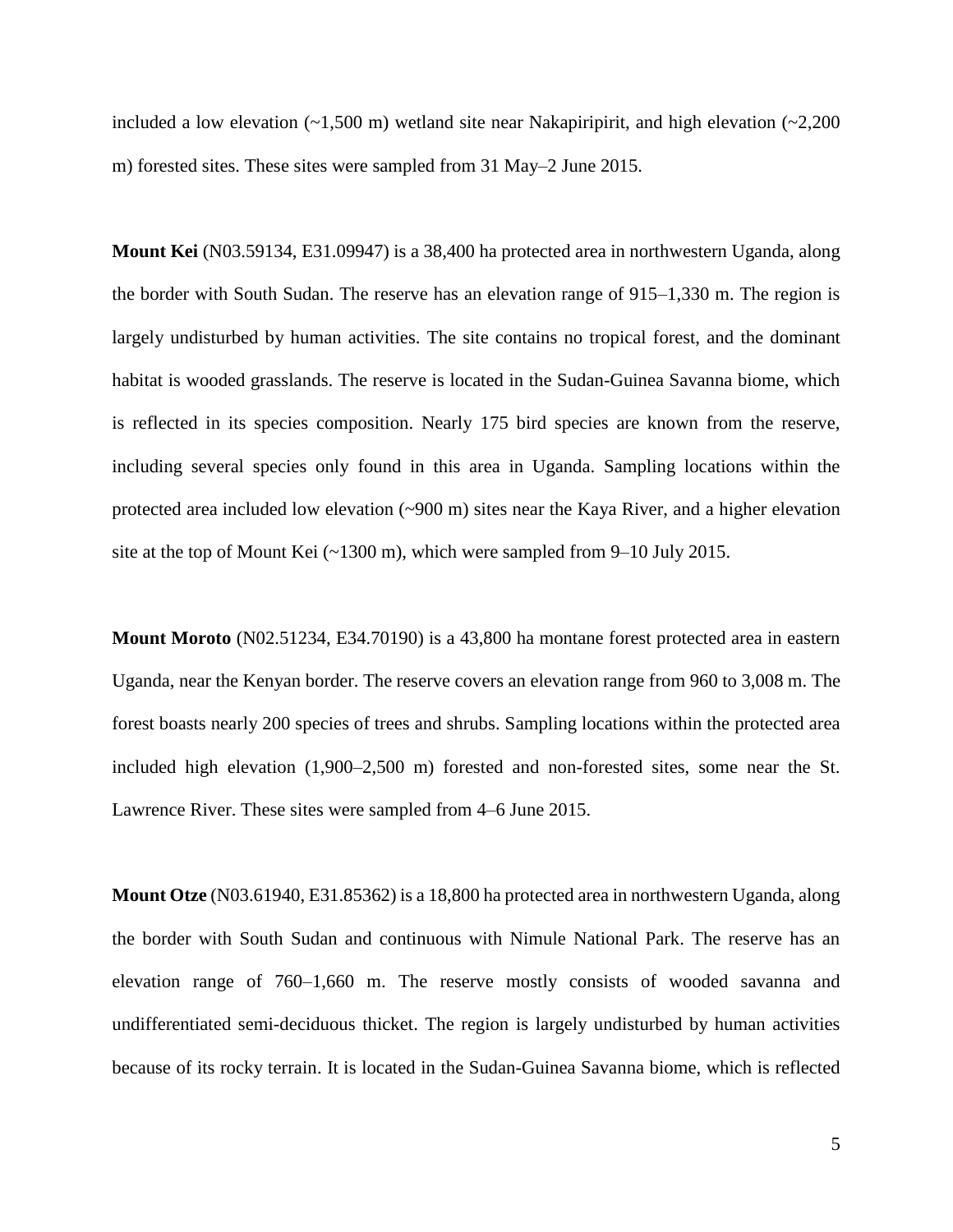included a low elevation (~1,500 m) wetland site near Nakapiripirit, and high elevation (~2,200 m) forested sites. These sites were sampled from 31 May–2 June 2015.

**Mount Kei** (N03.59134, E31.09947) is a 38,400 ha protected area in northwestern Uganda, along the border with South Sudan. The reserve has an elevation range of 915–1,330 m. The region is largely undisturbed by human activities. The site contains no tropical forest, and the dominant habitat is wooded grasslands. The reserve is located in the Sudan-Guinea Savanna biome, which is reflected in its species composition. Nearly 175 bird species are known from the reserve, including several species only found in this area in Uganda. Sampling locations within the protected area included low elevation (~900 m) sites near the Kaya River, and a higher elevation site at the top of Mount Kei (~1300 m), which were sampled from 9–10 July 2015.

**Mount Moroto** (N02.51234, E34.70190) is a 43,800 ha montane forest protected area in eastern Uganda, near the Kenyan border. The reserve covers an elevation range from 960 to 3,008 m. The forest boasts nearly 200 species of trees and shrubs. Sampling locations within the protected area included high elevation (1,900–2,500 m) forested and non-forested sites, some near the St. Lawrence River. These sites were sampled from 4–6 June 2015.

**Mount Otze** (N03.61940, E31.85362) is a 18,800 ha protected area in northwestern Uganda, along the border with South Sudan and continuous with Nimule National Park. The reserve has an elevation range of 760–1,660 m. The reserve mostly consists of wooded savanna and undifferentiated semi-deciduous thicket. The region is largely undisturbed by human activities because of its rocky terrain. It is located in the Sudan-Guinea Savanna biome, which is reflected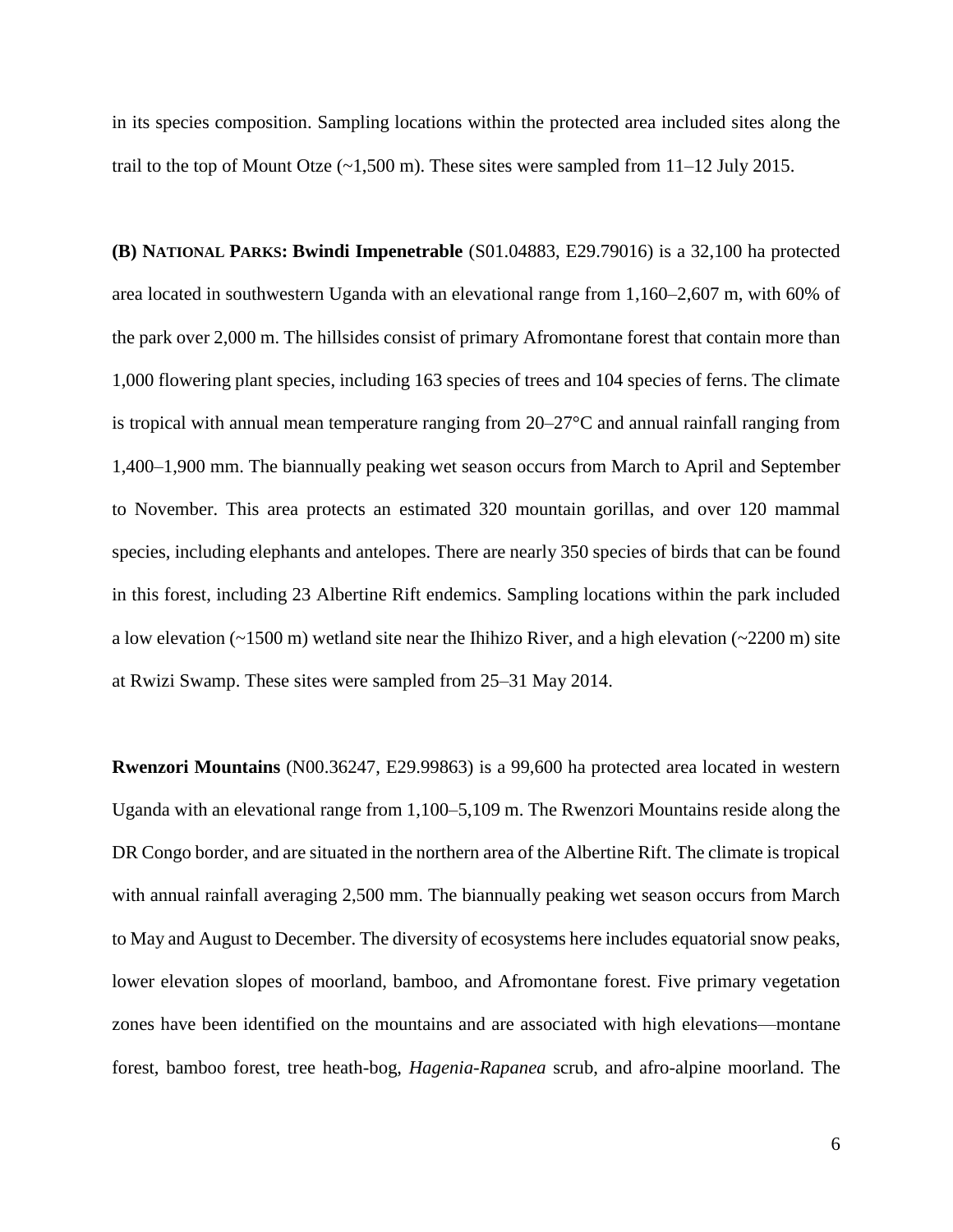in its species composition. Sampling locations within the protected area included sites along the trail to the top of Mount Otze (~1,500 m). These sites were sampled from 11–12 July 2015.

**(B) NATIONAL PARKS: Bwindi Impenetrable** (S01.04883, E29.79016) is a 32,100 ha protected area located in southwestern Uganda with an elevational range from 1,160–2,607 m, with 60% of the park over 2,000 m. The hillsides consist of primary Afromontane forest that contain more than 1,000 flowering plant species, including 163 species of trees and 104 species of ferns. The climate is tropical with annual mean temperature ranging from 20–27°C and annual rainfall ranging from 1,400–1,900 mm. The biannually peaking wet season occurs from March to April and September to November. This area protects an estimated 320 mountain gorillas, and over 120 mammal species, including elephants and antelopes. There are nearly 350 species of birds that can be found in this forest, including 23 Albertine Rift endemics. Sampling locations within the park included a low elevation (~1500 m) wetland site near the Ihihizo River, and a high elevation (~2200 m) site at Rwizi Swamp. These sites were sampled from 25–31 May 2014.

**Rwenzori Mountains** (N00.36247, E29.99863) is a 99,600 ha protected area located in western Uganda with an elevational range from 1,100–5,109 m. The Rwenzori Mountains reside along the DR Congo border, and are situated in the northern area of the Albertine Rift. The climate is tropical with annual rainfall averaging 2,500 mm. The biannually peaking wet season occurs from March to May and August to December. The diversity of ecosystems here includes equatorial snow peaks, lower elevation slopes of moorland, bamboo, and Afromontane forest. Five primary vegetation zones have been identified on the mountains and are associated with high elevations—montane forest, bamboo forest, tree heath-bog, *Hagenia-Rapanea* scrub, and afro-alpine moorland. The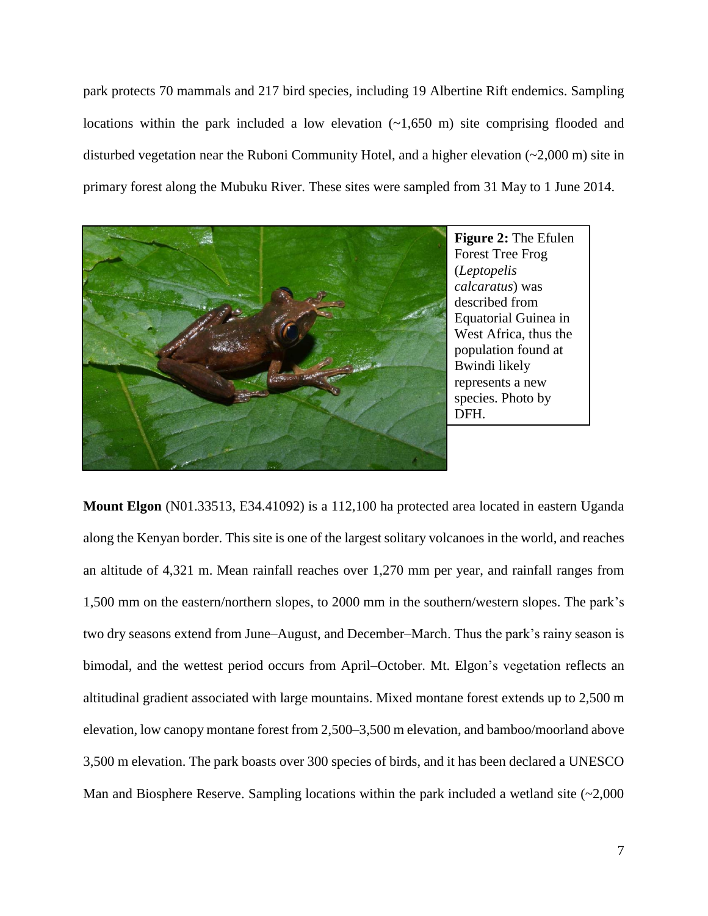park protects 70 mammals and 217 bird species, including 19 Albertine Rift endemics. Sampling locations within the park included a low elevation (~1,650 m) site comprising flooded and disturbed vegetation near the Ruboni Community Hotel, and a higher elevation (~2,000 m) site in primary forest along the Mubuku River. These sites were sampled from 31 May to 1 June 2014.

**Figure 2:** The Efulen Forest Tree Frog (*Leptopelis calcaratus*) was described from Equatorial Guinea in West Africa, thus the population found at Bwindi likely represents a new species. Photo by DFH.

**Mount Elgon** (N01.33513, E34.41092) is a 112,100 ha protected area located in eastern Uganda along the Kenyan border. This site is one of the largest solitary volcanoes in the world, and reaches an altitude of 4,321 m. Mean rainfall reaches over 1,270 mm per year, and rainfall ranges from 1,500 mm on the eastern/northern slopes, to 2000 mm in the southern/western slopes. The park's two dry seasons extend from June–August, and December–March. Thus the park's rainy season is bimodal, and the wettest period occurs from April–October. Mt. Elgon's vegetation reflects an altitudinal gradient associated with large mountains. Mixed montane forest extends up to 2,500 m elevation, low canopy montane forest from 2,500–3,500 m elevation, and bamboo/moorland above 3,500 m elevation. The park boasts over 300 species of birds, and it has been declared a UNESCO Man and Biosphere Reserve. Sampling locations within the park included a wetland site (~2,000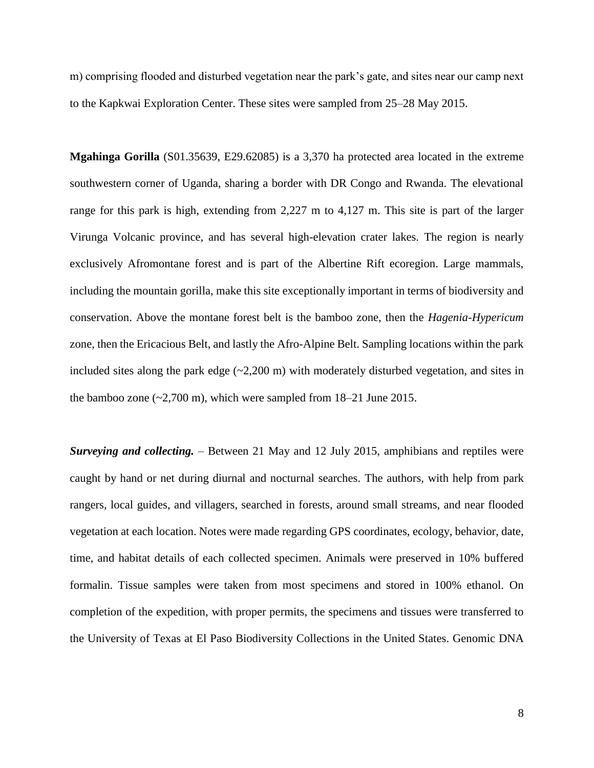m) comprising flooded and disturbed vegetation near the park's gate, and sites near our camp next to the Kapkwai Exploration Center. These sites were sampled from 25–28 May 2015.

**Mgahinga Gorilla** (S01.35639, E29.62085) is a 3,370 ha protected area located in the extreme southwestern corner of Uganda, sharing a border with DR Congo and Rwanda. The elevational range for this park is high, extending from 2,227 m to 4,127 m. This site is part of the larger Virunga Volcanic province, and has several high-elevation crater lakes. The region is nearly exclusively Afromontane forest and is part of the Albertine Rift ecoregion. Large mammals, including the mountain gorilla, make this site exceptionally important in terms of biodiversity and conservation. Above the montane forest belt is the bamboo zone, then the *Hagenia-Hypericum* zone, then the Ericacious Belt, and lastly the Afro-Alpine Belt. Sampling locations within the park included sites along the park edge (~2,200 m) with moderately disturbed vegetation, and sites in the bamboo zone (~2,700 m), which were sampled from 18–21 June 2015.

***Surveying and collecting.*** – Between 21 May and 12 July 2015, amphibians and reptiles were caught by hand or net during diurnal and nocturnal searches. The authors, with help from park rangers, local guides, and villagers, searched in forests, around small streams, and near flooded vegetation at each location. Notes were made regarding GPS coordinates, ecology, behavior, date, time, and habitat details of each collected specimen. Animals were preserved in 10% buffered formalin. Tissue samples were taken from most specimens and stored in 100% ethanol. On completion of the expedition, with proper permits, the specimens and tissues were transferred to the University of Texas at El Paso Biodiversity Collections in the United States. Genomic DNA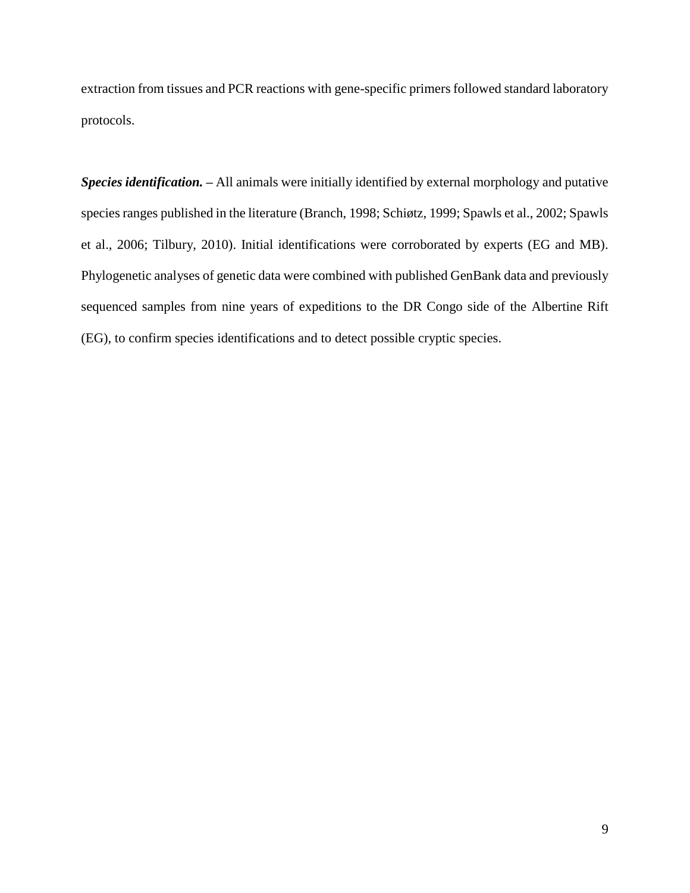extraction from tissues and PCR reactions with gene-specific primers followed standard laboratory protocols.

***Species identification.*** **–** All animals were initially identified by external morphology and putative species ranges published in the literature (Branch, 1998; Schiøtz, 1999; Spawls et al., 2002; Spawls et al., 2006; Tilbury, 2010). Initial identifications were corroborated by experts (EG and MB). Phylogenetic analyses of genetic data were combined with published GenBank data and previously sequenced samples from nine years of expeditions to the DR Congo side of the Albertine Rift (EG), to confirm species identifications and to detect possible cryptic species.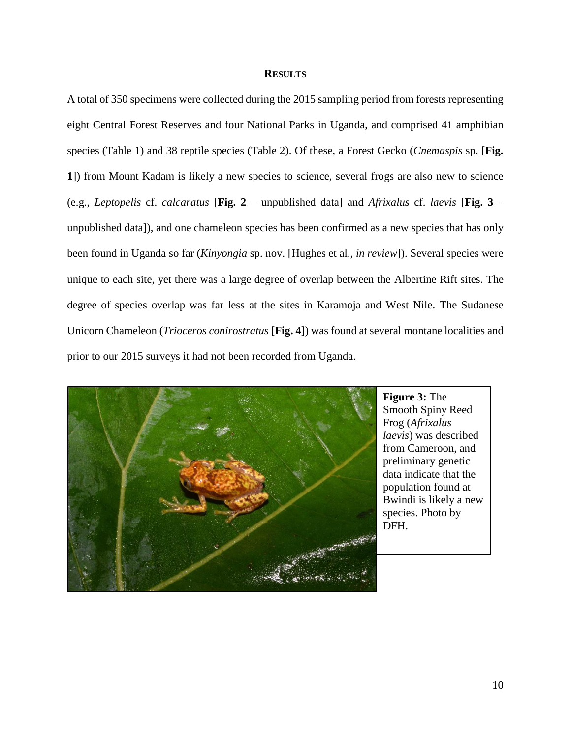## RESULTS

A total of 350 specimens were collected during the 2015 sampling period from forests representing eight Central Forest Reserves and four National Parks in Uganda, and comprised 41 amphibian species (Table 1) and 38 reptile species (Table 2). Of these, a Forest Gecko (*Cnemaspis* sp. [**Fig. 1**]) from Mount Kadam is likely a new species to science, several frogs are also new to science (e.g., *Leptopelis* cf. *calcaratus* [**Fig. 2** – unpublished data] and *Afrixalus* cf. *laevis* [**Fig. 3** – unpublished data]), and one chameleon species has been confirmed as a new species that has only been found in Uganda so far (*Kinyongia* sp. nov. [Hughes et al., *in review*]). Several species were unique to each site, yet there was a large degree of overlap between the Albertine Rift sites. The degree of species overlap was far less at the sites in Karamoja and West Nile. The Sudanese Unicorn Chameleon (*Trioceros conirostratus* [**Fig. 4**]) was found at several montane localities and prior to our 2015 surveys it had not been recorded from Uganda.

**Figure 3:** The Smooth Spiny Reed Frog (*Afrixalus laevis*) was described from Cameroon, and preliminary genetic data indicate that the population found at Bwindi is likely a new species. Photo by DFH.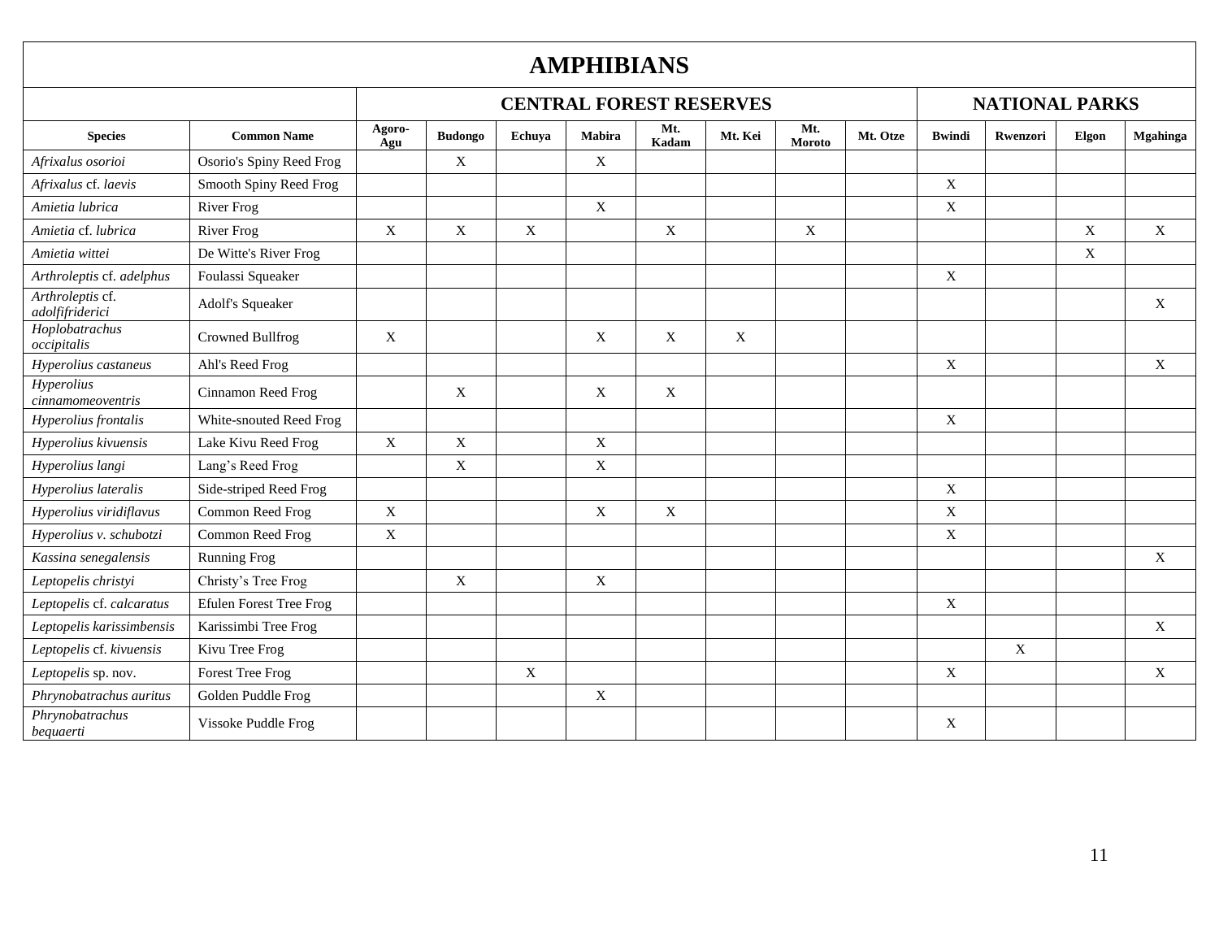# AMPHIBIANS

| | | CENTRAL FOREST RESERVES | | | | | | | | NATIONAL PARKS | | | |
|---|---|---|---|---|---|---|---|---|---|---|---|---|---|
| **Species** | **Common Name** | **Agoro-Agu** | **Budongo** | **Echuya** | **Mabira** | **Mt. Kadam** | **Mt. Kei** | **Mt. Moroto** | **Mt. Otze** | **Bwindi** | **Rwenzori** | **Elgon** | **Mgahinga** |
| *Afrixalus osorioi* | Osorio's Spiny Reed Frog | | X | | X | | | | | | | | |
| *Afrixalus* cf. *laevis* | Smooth Spiny Reed Frog | | | | | | | | | X | | | |
| *Amietia lubrica* | River Frog | | | | X | | | | | X | | | |
| *Amietia* cf. *lubrica* | River Frog | X | X | X | | X | | X | | | | X | X |
| *Amietia wittei* | De Witte's River Frog | | | | | | | | | | | X | |
| *Arthroleptis* cf. *adelphus* | Foulassi Squeaker | | | | | | | | | X | | | |
| *Arthroleptis* cf. *adolfifriderici* | Adolf's Squeaker | | | | | | | | | | | | X |
| *Hoplobatrachus occipitalis* | Crowned Bullfrog | X | | | X | X | X | | | | | | |
| *Hyperolius castaneus* | Ahl's Reed Frog | | | | | | | | | X | | | X |
| *Hyperolius cinnamomeoventris* | Cinnamon Reed Frog | | X | | X | X | | | | | | | |
| *Hyperolius frontalis* | White-snouted Reed Frog | | | | | | | | | X | | | |
| *Hyperolius kivuensis* | Lake Kivu Reed Frog | X | X | | X | | | | | | | | |
| *Hyperolius langi* | Lang's Reed Frog | | X | | X | | | | | | | | |
| *Hyperolius lateralis* | Side-striped Reed Frog | | | | | | | | | X | | | |
| *Hyperolius viridiflavus* | Common Reed Frog | X | | | X | X | | | | X | | | |
| *Hyperolius v. schubotzi* | Common Reed Frog | X | | | | | | | | X | | | |
| *Kassina senegalensis* | Running Frog | | | | | | | | | | | | X |
| *Leptopelis christyi* | Christy's Tree Frog | | X | | X | | | | | | | | |
| *Leptopelis* cf. *calcaratus* | Efulen Forest Tree Frog | | | | | | | | | X | | | |
| *Leptopelis karissimbensis* | Karissimbi Tree Frog | | | | | | | | | | | | X |
| *Leptopelis* cf. *kivuensis* | Kivu Tree Frog | | | | | | | | | | X | | |
| *Leptopelis* sp. nov. | Forest Tree Frog | | | X | | | | | | X | | | X |
| *Phrynobatrachus auritus* | Golden Puddle Frog | | | | X | | | | | | | | |
| *Phrynobatrachus bequaerti* | Vissoke Puddle Frog | | | | | | | | | X | | | |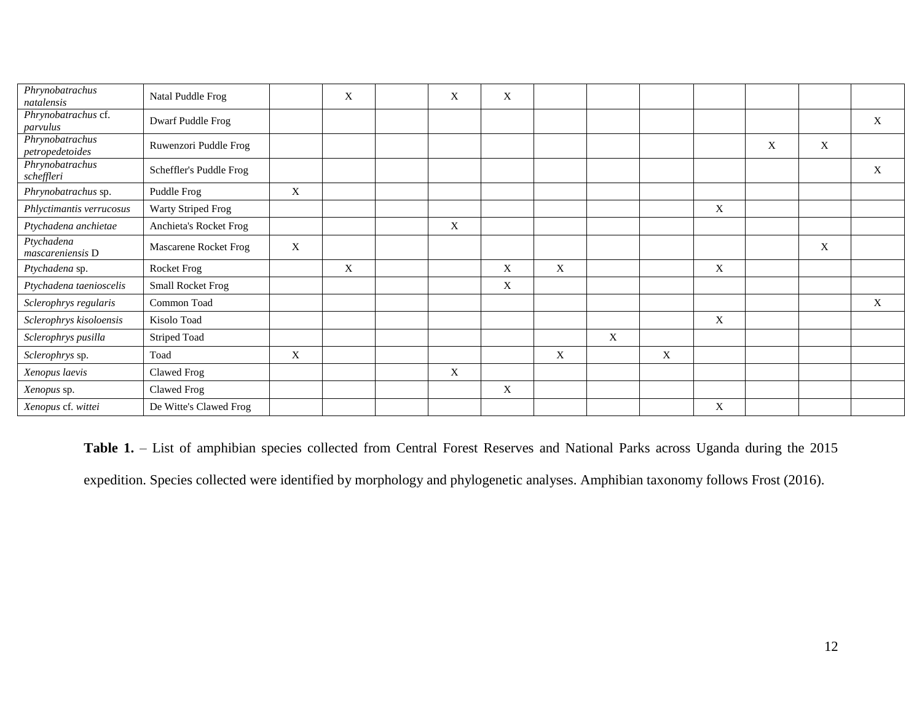| | | | | | | | | | | | | | |
|---|---|---|---|---|---|---|---|---|---|---|---|---|---|
| *Phrynobatrachus natalensis* | Natal Puddle Frog | | X | | X | X | | | | | | | |
| *Phrynobatrachus* cf. *parvulus* | Dwarf Puddle Frog | | | | | | | | | | | | X |
| *Phrynobatrachus petropedetoides* | Ruwenzori Puddle Frog | | | | | | | | | | X | X | |
| *Phrynobatrachus scheffleri* | Scheffler's Puddle Frog | | | | | | | | | | | | X |
| *Phrynobatrachus* sp. | Puddle Frog | X | | | | | | | | | | | |
| *Phlyctimantis verrucosus* | Warty Striped Frog | | | | | | | | | X | | | |
| *Ptychadena anchietae* | Anchieta's Rocket Frog | | | | X | | | | | | | | |
| *Ptychadena mascareniensis* D | Mascarene Rocket Frog | X | | | | | | | | | | X | |
| *Ptychadena* sp. | Rocket Frog | | X | | | X | X | | | X | | | |
| *Ptychadena taenioscelis* | Small Rocket Frog | | | | | X | | | | | | | |
| *Sclerophrys regularis* | Common Toad | | | | | | | | | | | | X |
| *Sclerophrys kisoloensis* | Kisolo Toad | | | | | | | | | X | | | |
| *Sclerophrys pusilla* | Striped Toad | | | | | | | X | | | | | |
| *Sclerophrys* sp. | Toad | X | | | | | X | | X | | | | |
| *Xenopus laevis* | Clawed Frog | | | | X | | | | | | | | |
| *Xenopus* sp. | Clawed Frog | | | | | X | | | | | | | |
| *Xenopus* cf. *wittei* | De Witte's Clawed Frog | | | | | | | | | X | | | |

**Table 1.** – List of amphibian species collected from Central Forest Reserves and National Parks across Uganda during the 2015 expedition. Species collected were identified by morphology and phylogenetic analyses. Amphibian taxonomy follows Frost (2016).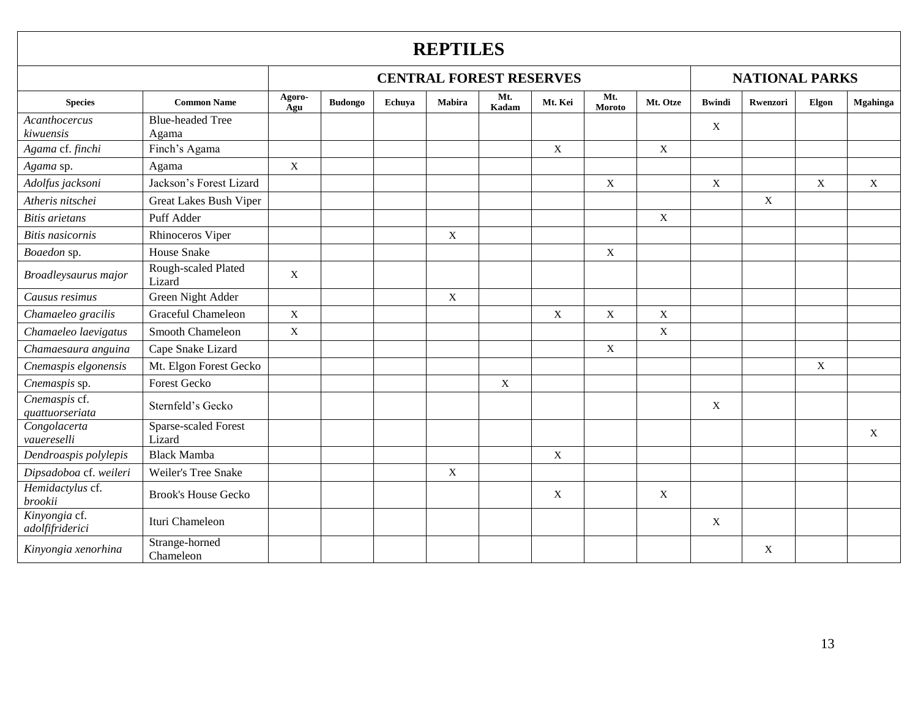# REPTILES

| | | CENTRAL FOREST RESERVES | | | | | | | | NATIONAL PARKS | | | |
|---|---|---|---|---|---|---|---|---|---|---|---|---|---|
| **Species** | **Common Name** | **Agoro-Agu** | **Budongo** | **Echuya** | **Mabira** | **Mt. Kadam** | **Mt. Kei** | **Mt. Moroto** | **Mt. Otze** | **Bwindi** | **Rwenzori** | **Elgon** | **Mgahinga** |
| *Acanthocercus kiwuensis* | Blue-headed Tree Agama | | | | | | | | | X | | | |
| *Agama* cf. *finchi* | Finch's Agama | | | | | | X | | X | | | | |
| *Agama* sp. | Agama | X | | | | | | | | | | | |
| *Adolfus jacksoni* | Jackson's Forest Lizard | | | | | | | X | | X | | X | X |
| *Atheris nitschei* | Great Lakes Bush Viper | | | | | | | | | | X | | |
| *Bitis arietans* | Puff Adder | | | | | | | | X | | | | |
| *Bitis nasicornis* | Rhinoceros Viper | | | | X | | | | | | | | |
| *Boaedon* sp. | House Snake | | | | | | | X | | | | | |
| *Broadleysaurus major* | Rough-scaled Plated Lizard | X | | | | | | | | | | | |
| *Causus resimus* | Green Night Adder | | | | X | | | | | | | | |
| *Chamaeleo gracilis* | Graceful Chameleon | X | | | | | X | X | X | | | | |
| *Chamaeleo laevigatus* | Smooth Chameleon | X | | | | | | | X | | | | |
| *Chamaesaura anguina* | Cape Snake Lizard | | | | | | | X | | | | | |
| *Cnemaspis elgonensis* | Mt. Elgon Forest Gecko | | | | | | | | | | | X | |
| *Cnemaspis* sp. | Forest Gecko | | | | | X | | | | | | | |
| *Cnemaspis* cf. *quattuorseriata* | Sternfeld's Gecko | | | | | | | | | X | | | |
| *Congolacerta vauereselli* | Sparse-scaled Forest Lizard | | | | | | | | | | | | X |
| *Dendroaspis polylepis* | Black Mamba | | | | | | X | | | | | | |
| *Dipsadoboa* cf. *weileri* | Weiler's Tree Snake | | | | X | | | | | | | | |
| *Hemidactylus* cf. *brookii* | Brook's House Gecko | | | | | | X | | X | | | | |
| *Kinyongia* cf. *adolfifriderici* | Ituri Chameleon | | | | | | | | | X | | | |
| *Kinyongia xenorhina* | Strange-horned Chameleon | | | | | | | | | | X | | |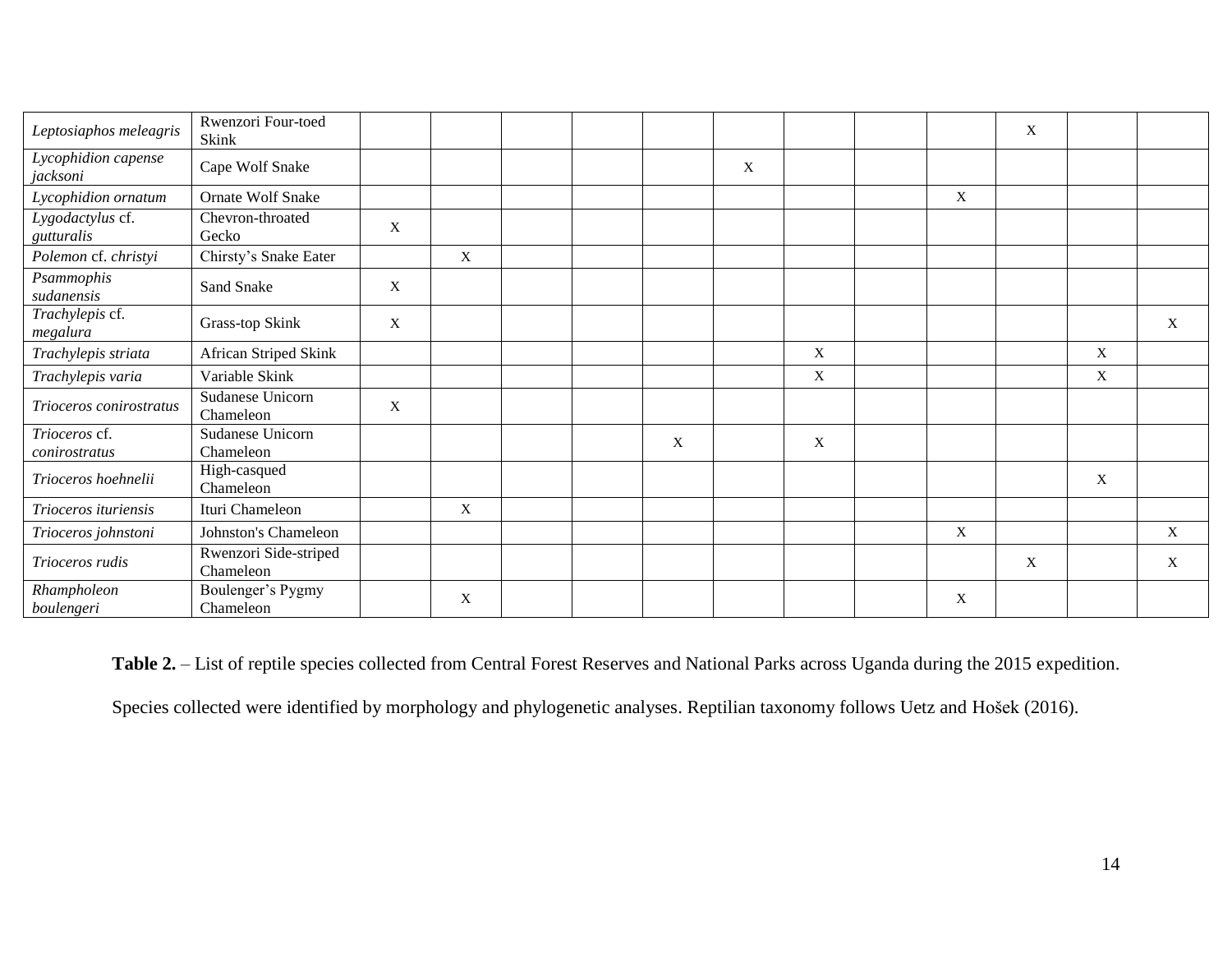| | | | | | | | | | | | | | |
|---|---|---|---|---|---|---|---|---|---|---|---|---|---|
| *Leptosiaphos meleagris* | Rwenzori Four-toed Skink | | | | | | | | | | X | | |
| *Lycophidion capense jacksoni* | Cape Wolf Snake | | | | | | X | | | | | | |
| *Lycophidion ornatum* | Ornate Wolf Snake | | | | | | | | | X | | | |
| *Lygodactylus* cf. *gutturalis* | Chevron-throated Gecko | X | | | | | | | | | | | |
| *Polemon* cf. *christyi* | Chirsty's Snake Eater | | X | | | | | | | | | | |
| *Psammophis sudanensis* | Sand Snake | X | | | | | | | | | | | |
| *Trachylepis* cf. *megalura* | Grass-top Skink | X | | | | | | | | | | | X |
| *Trachylepis striata* | African Striped Skink | | | | | | | X | | | | X | |
| *Trachylepis varia* | Variable Skink | | | | | | | X | | | | X | |
| *Trioceros conirostratus* | Sudanese Unicorn Chameleon | X | | | | | | | | | | | |
| *Trioceros* cf. *conirostratus* | Sudanese Unicorn Chameleon | | | | | X | | X | | | | | |
| *Trioceros hoehnelii* | High-casqued Chameleon | | | | | | | | | | | X | |
| *Trioceros ituriensis* | Ituri Chameleon | | X | | | | | | | | | | |
| *Trioceros johnstoni* | Johnston's Chameleon | | | | | | | | | X | | | X |
| *Trioceros rudis* | Rwenzori Side-striped Chameleon | | | | | | | | | | X | | X |
| *Rhampholeon boulengeri* | Boulenger's Pygmy Chameleon | | X | | | | | | | X | | | |

**Table 2.** – List of reptile species collected from Central Forest Reserves and National Parks across Uganda during the 2015 expedition.

Species collected were identified by morphology and phylogenetic analyses. Reptilian taxonomy follows Uetz and Hošek (2016).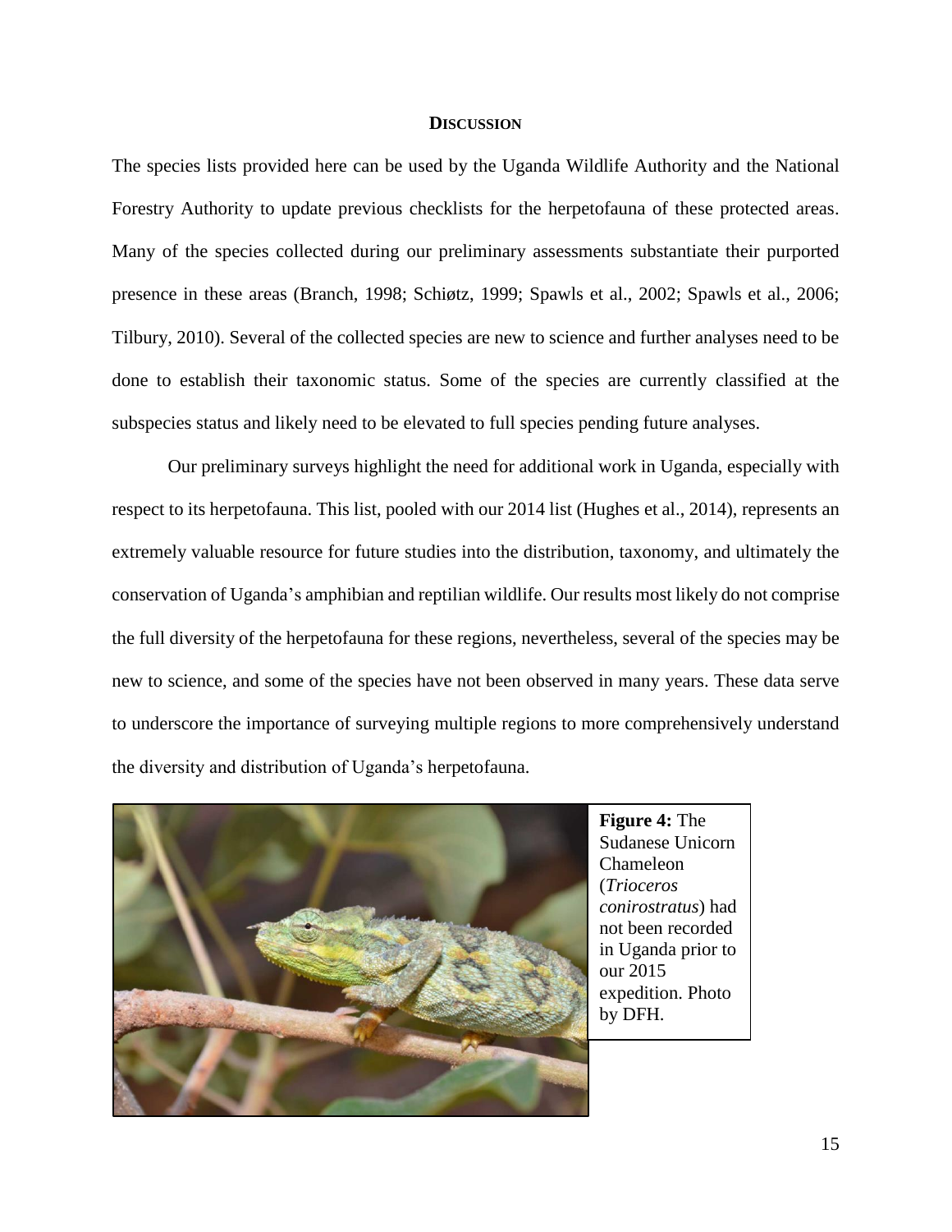## DISCUSSION

The species lists provided here can be used by the Uganda Wildlife Authority and the National Forestry Authority to update previous checklists for the herpetofauna of these protected areas. Many of the species collected during our preliminary assessments substantiate their purported presence in these areas (Branch, 1998; Schiøtz, 1999; Spawls et al., 2002; Spawls et al., 2006; Tilbury, 2010). Several of the collected species are new to science and further analyses need to be done to establish their taxonomic status. Some of the species are currently classified at the subspecies status and likely need to be elevated to full species pending future analyses.

Our preliminary surveys highlight the need for additional work in Uganda, especially with respect to its herpetofauna. This list, pooled with our 2014 list (Hughes et al., 2014), represents an extremely valuable resource for future studies into the distribution, taxonomy, and ultimately the conservation of Uganda's amphibian and reptilian wildlife. Our results most likely do not comprise the full diversity of the herpetofauna for these regions, nevertheless, several of the species may be new to science, and some of the species have not been observed in many years. These data serve to underscore the importance of surveying multiple regions to more comprehensively understand the diversity and distribution of Uganda's herpetofauna.

**Figure 4:** The Sudanese Unicorn Chameleon (*Trioceros conirostratus*) had not been recorded in Uganda prior to our 2015 expedition. Photo by DFH.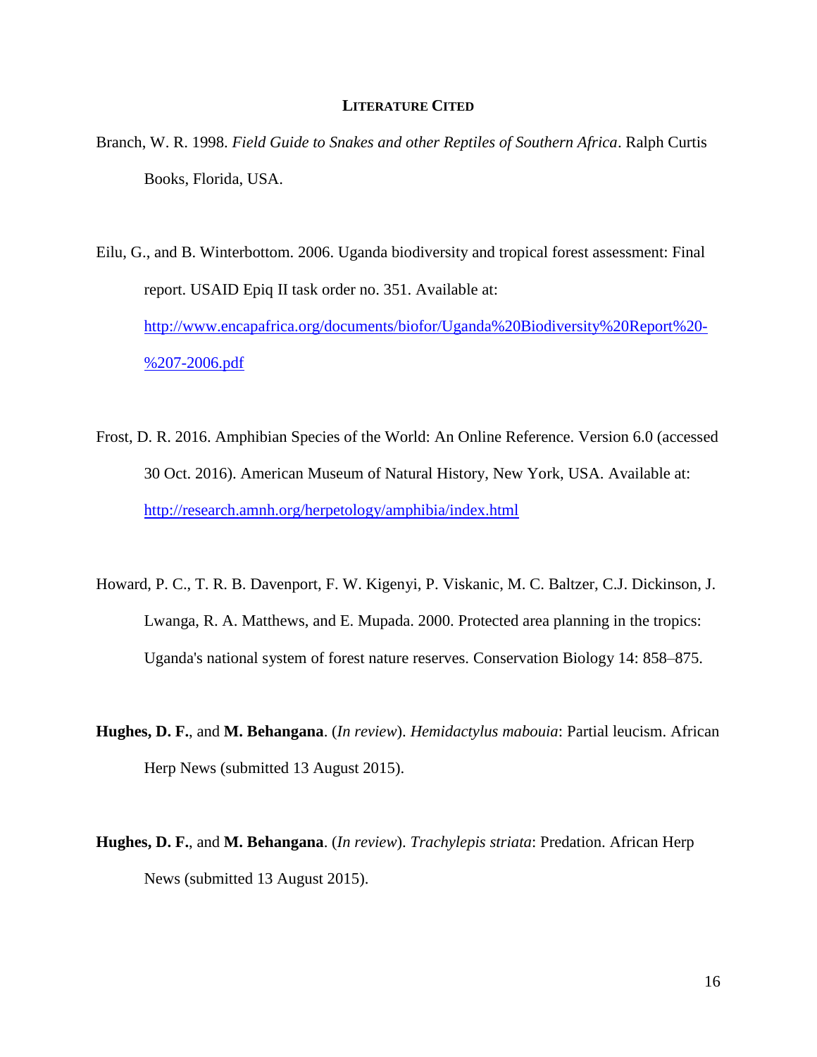## LITERATURE CITED

Branch, W. R. 1998. *Field Guide to Snakes and other Reptiles of Southern Africa*. Ralph Curtis Books, Florida, USA.

Eilu, G., and B. Winterbottom. 2006. Uganda biodiversity and tropical forest assessment: Final report. USAID Epiq II task order no. 351. Available at: [http://www.encapafrica.org/documents/biofor/Uganda%20Biodiversity%20Report%20-%207-2006.pdf](http://www.encapafrica.org/documents/biofor/Uganda%20Biodiversity%20Report%20-%207-2006.pdf)

Frost, D. R. 2016. Amphibian Species of the World: An Online Reference. Version 6.0 (accessed 30 Oct. 2016). American Museum of Natural History, New York, USA. Available at: [http://research.amnh.org/herpetology/amphibia/index.html](http://research.amnh.org/herpetology/amphibia/index.html)

Howard, P. C., T. R. B. Davenport, F. W. Kigenyi, P. Viskanic, M. C. Baltzer, C.J. Dickinson, J. Lwanga, R. A. Matthews, and E. Mupada. 2000. Protected area planning in the tropics: Uganda's national system of forest nature reserves. Conservation Biology 14: 858–875.

**Hughes, D. F.**, and **M. Behangana**. (*In review*). *Hemidactylus mabouia*: Partial leucism. African Herp News (submitted 13 August 2015).

**Hughes, D. F.**, and **M. Behangana**. (*In review*). *Trachylepis striata*: Predation. African Herp News (submitted 13 August 2015).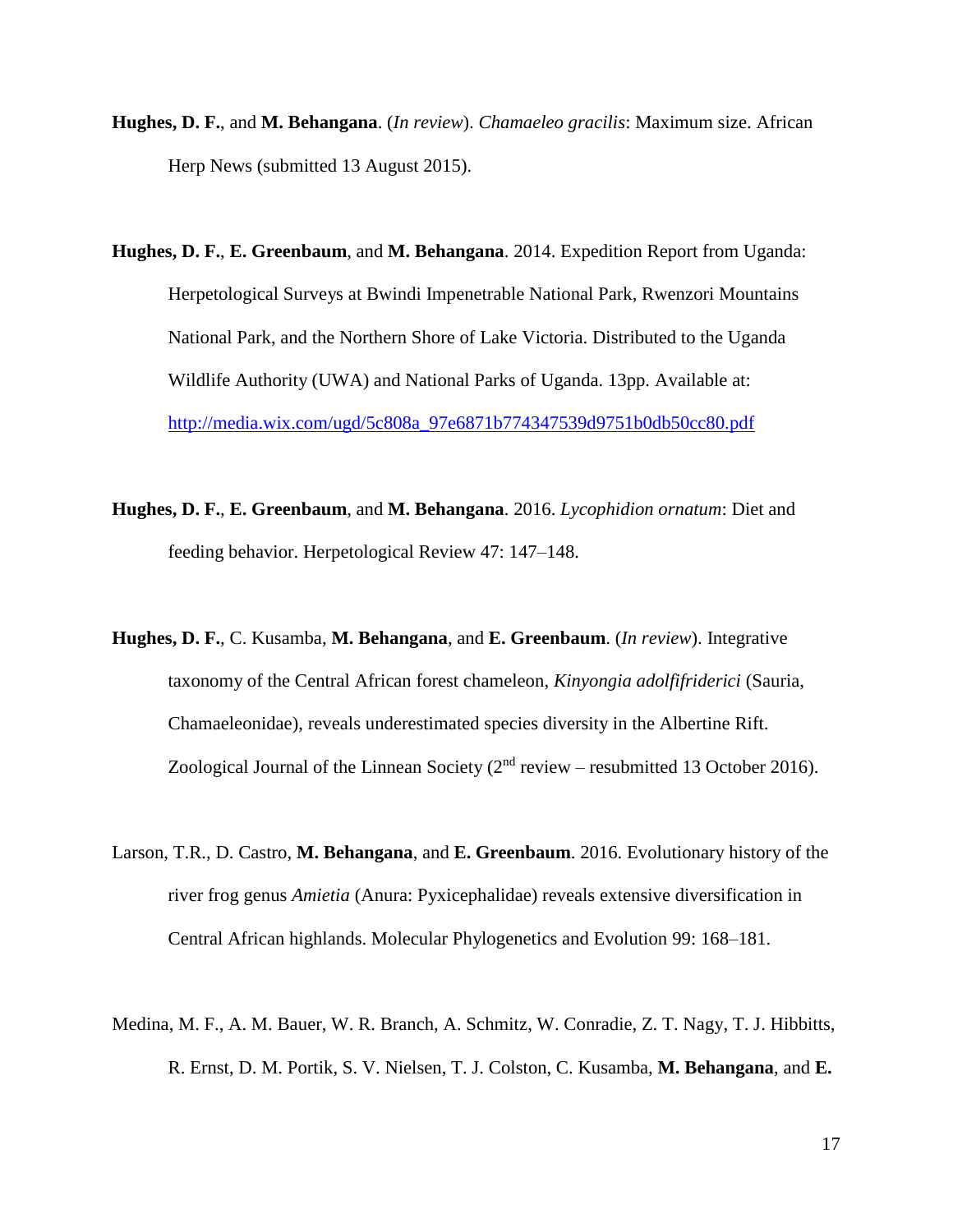**Hughes, D. F.**, and **M. Behangana**. (*In review*). *Chamaeleo gracilis*: Maximum size. African Herp News (submitted 13 August 2015).

**Hughes, D. F.**, **E. Greenbaum**, and **M. Behangana**. 2014. Expedition Report from Uganda: Herpetological Surveys at Bwindi Impenetrable National Park, Rwenzori Mountains National Park, and the Northern Shore of Lake Victoria. Distributed to the Uganda Wildlife Authority (UWA) and National Parks of Uganda. 13pp. Available at: http://media.wix.com/ugd/5c808a_97e6871b774347539d9751b0db50cc80.pdf

**Hughes, D. F.**, **E. Greenbaum**, and **M. Behangana**. 2016. *Lycophidion ornatum*: Diet and feeding behavior. Herpetological Review 47: 147–148.

**Hughes, D. F.**, C. Kusamba, **M. Behangana**, and **E. Greenbaum**. (*In review*). Integrative taxonomy of the Central African forest chameleon, *Kinyongia adolfifriderici* (Sauria, Chamaeleonidae), reveals underestimated species diversity in the Albertine Rift. Zoological Journal of the Linnean Society (2nd review – resubmitted 13 October 2016).

Larson, T.R., D. Castro, **M. Behangana**, and **E. Greenbaum**. 2016. Evolutionary history of the river frog genus *Amietia* (Anura: Pyxicephalidae) reveals extensive diversification in Central African highlands. Molecular Phylogenetics and Evolution 99: 168–181.

Medina, M. F., A. M. Bauer, W. R. Branch, A. Schmitz, W. Conradie, Z. T. Nagy, T. J. Hibbitts, R. Ernst, D. M. Portik, S. V. Nielsen, T. J. Colston, C. Kusamba, **M. Behangana**, and **E.**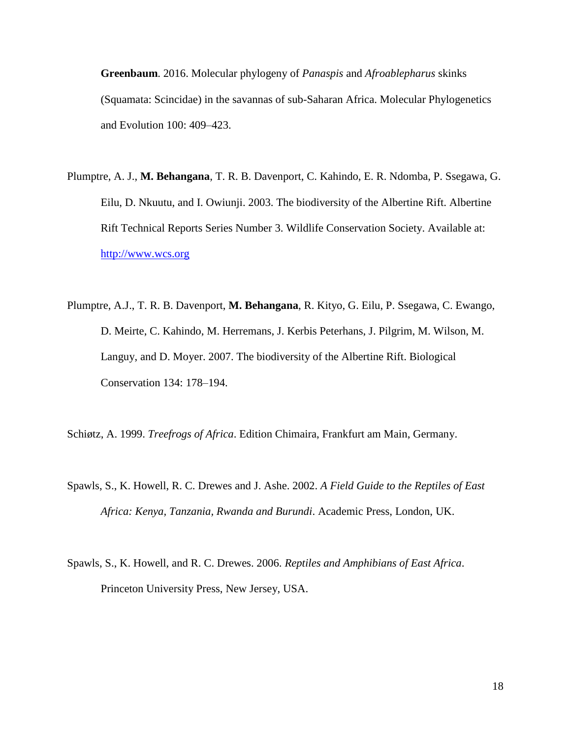**Greenbaum**. 2016. Molecular phylogeny of *Panaspis* and *Afroablepharus* skinks (Squamata: Scincidae) in the savannas of sub-Saharan Africa. Molecular Phylogenetics and Evolution 100: 409–423.

Plumptre, A. J., **M. Behangana**, T. R. B. Davenport, C. Kahindo, E. R. Ndomba, P. Ssegawa, G. Eilu, D. Nkuutu, and I. Owiunji. 2003. The biodiversity of the Albertine Rift. Albertine Rift Technical Reports Series Number 3. Wildlife Conservation Society. Available at: http://www.wcs.org

Plumptre, A.J., T. R. B. Davenport, **M. Behangana**, R. Kityo, G. Eilu, P. Ssegawa, C. Ewango, D. Meirte, C. Kahindo, M. Herremans, J. Kerbis Peterhans, J. Pilgrim, M. Wilson, M. Languy, and D. Moyer. 2007. The biodiversity of the Albertine Rift. Biological Conservation 134: 178–194.

Schiøtz, A. 1999. *Treefrogs of Africa*. Edition Chimaira, Frankfurt am Main, Germany.

Spawls, S., K. Howell, R. C. Drewes and J. Ashe. 2002. *A Field Guide to the Reptiles of East Africa: Kenya, Tanzania, Rwanda and Burundi*. Academic Press, London, UK.

Spawls, S., K. Howell, and R. C. Drewes. 2006. *Reptiles and Amphibians of East Africa*. Princeton University Press, New Jersey, USA.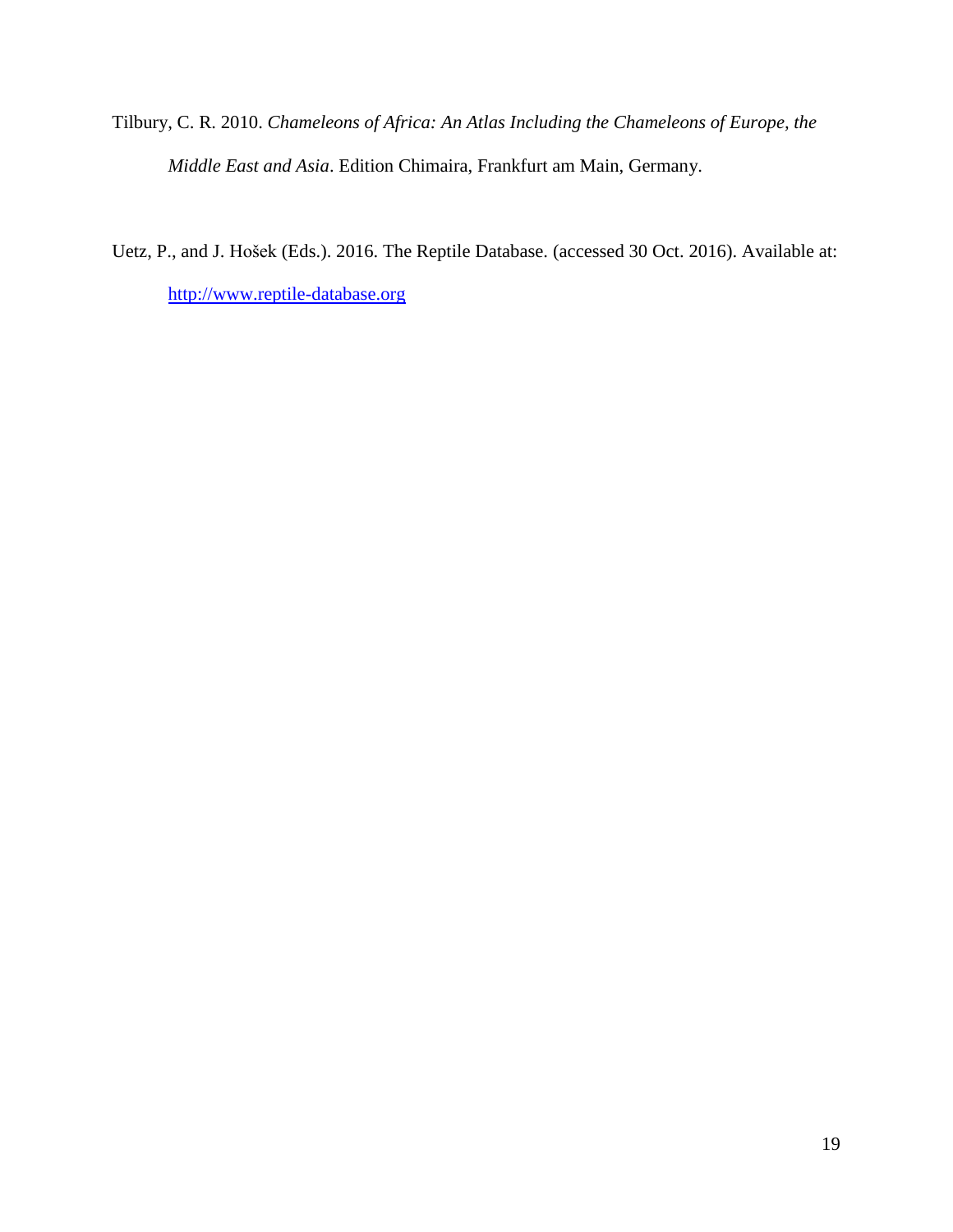Tilbury, C. R. 2010. *Chameleons of Africa: An Atlas Including the Chameleons of Europe, the Middle East and Asia*. Edition Chimaira, Frankfurt am Main, Germany.

Uetz, P., and J. Hošek (Eds.). 2016. The Reptile Database. (accessed 30 Oct. 2016). Available at: http://www.reptile-database.org